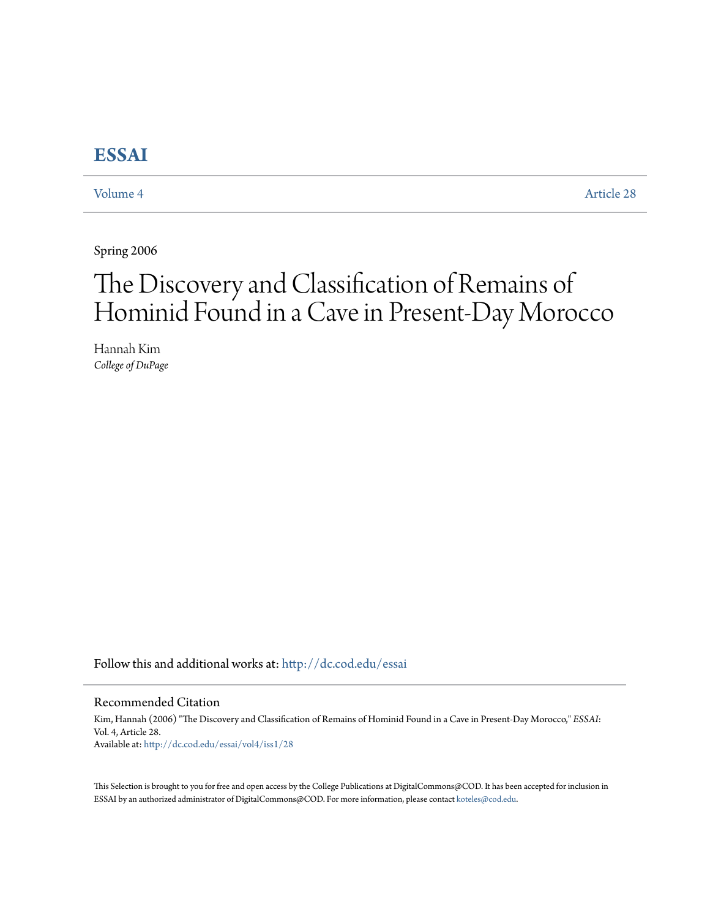# ESSAI

Volume 4 Article 28

Spring 2006

# The Discovery and Classification of Remains of Hominid Found in a Cave in Present-Day Morocco

Hannah Kim
*College of DuPage*

Follow this and additional works at: http://dc.cod.edu/essai

## Recommended Citation

Kim, Hannah (2006) "The Discovery and Classification of Remains of Hominid Found in a Cave in Present-Day Morocco," *ESSAI*: Vol. 4, Article 28.
Available at: http://dc.cod.edu/essai/vol4/iss1/28

This Selection is brought to you for free and open access by the College Publications at DigitalCommons@COD. It has been accepted for inclusion in ESSAI by an authorized administrator of DigitalCommons@COD. For more information, please contact koteles@cod.edu.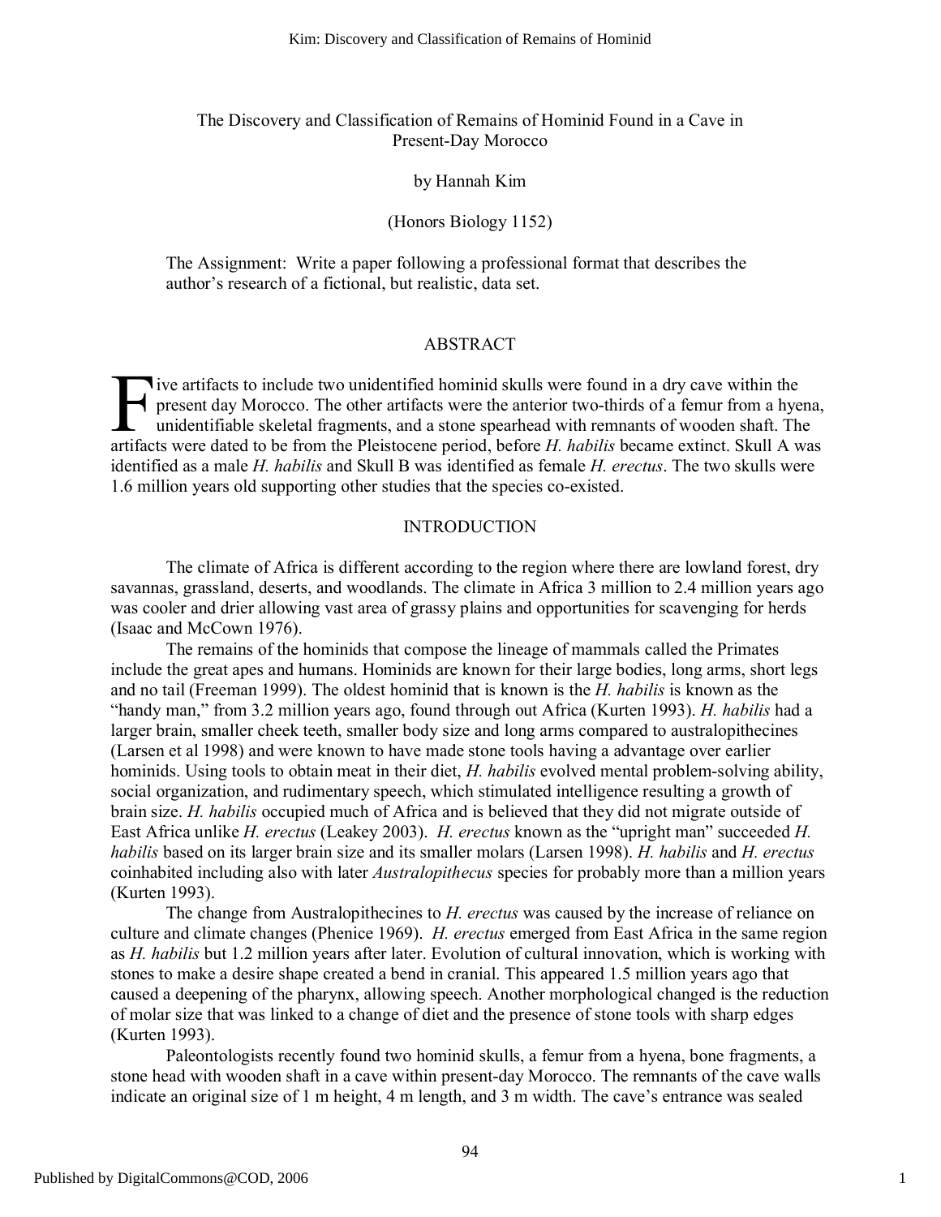The Discovery and Classification of Remains of Hominid Found in a Cave in Present-Day Morocco

by Hannah Kim

(Honors Biology 1152)

The Assignment: Write a paper following a professional format that describes the author's research of a fictional, but realistic, data set.

## ABSTRACT

Five artifacts to include two unidentified hominid skulls were found in a dry cave within the present day Morocco. The other artifacts were the anterior two-thirds of a femur from a hyena, unidentifiable skeletal fragments, and a stone spearhead with remnants of wooden shaft. The artifacts were dated to be from the Pleistocene period, before *H. habilis* became extinct. Skull A was identified as a male *H. habilis* and Skull B was identified as female *H. erectus*. The two skulls were 1.6 million years old supporting other studies that the species co-existed.

## INTRODUCTION

The climate of Africa is different according to the region where there are lowland forest, dry savannas, grassland, deserts, and woodlands. The climate in Africa 3 million to 2.4 million years ago was cooler and drier allowing vast area of grassy plains and opportunities for scavenging for herds (Isaac and McCown 1976).

The remains of the hominids that compose the lineage of mammals called the Primates include the great apes and humans. Hominids are known for their large bodies, long arms, short legs and no tail (Freeman 1999). The oldest hominid that is known is the *H. habilis* is known as the "handy man," from 3.2 million years ago, found through out Africa (Kurten 1993). *H. habilis* had a larger brain, smaller cheek teeth, smaller body size and long arms compared to australopithecines (Larsen et al 1998) and were known to have made stone tools having a advantage over earlier hominids. Using tools to obtain meat in their diet, *H. habilis* evolved mental problem-solving ability, social organization, and rudimentary speech, which stimulated intelligence resulting a growth of brain size. *H. habilis* occupied much of Africa and is believed that they did not migrate outside of East Africa unlike *H. erectus* (Leakey 2003). *H. erectus* known as the "upright man" succeeded *H. habilis* based on its larger brain size and its smaller molars (Larsen 1998). *H. habilis* and *H. erectus* coinhabited including also with later *Australopithecus* species for probably more than a million years (Kurten 1993).

The change from Australopithecines to *H. erectus* was caused by the increase of reliance on culture and climate changes (Phenice 1969). *H. erectus* emerged from East Africa in the same region as *H. habilis* but 1.2 million years after later. Evolution of cultural innovation, which is working with stones to make a desire shape created a bend in cranial. This appeared 1.5 million years ago that caused a deepening of the pharynx, allowing speech. Another morphological changed is the reduction of molar size that was linked to a change of diet and the presence of stone tools with sharp edges (Kurten 1993).

Paleontologists recently found two hominid skulls, a femur from a hyena, bone fragments, a stone head with wooden shaft in a cave within present-day Morocco. The remnants of the cave walls indicate an original size of 1 m height, 4 m length, and 3 m width. The cave's entrance was sealed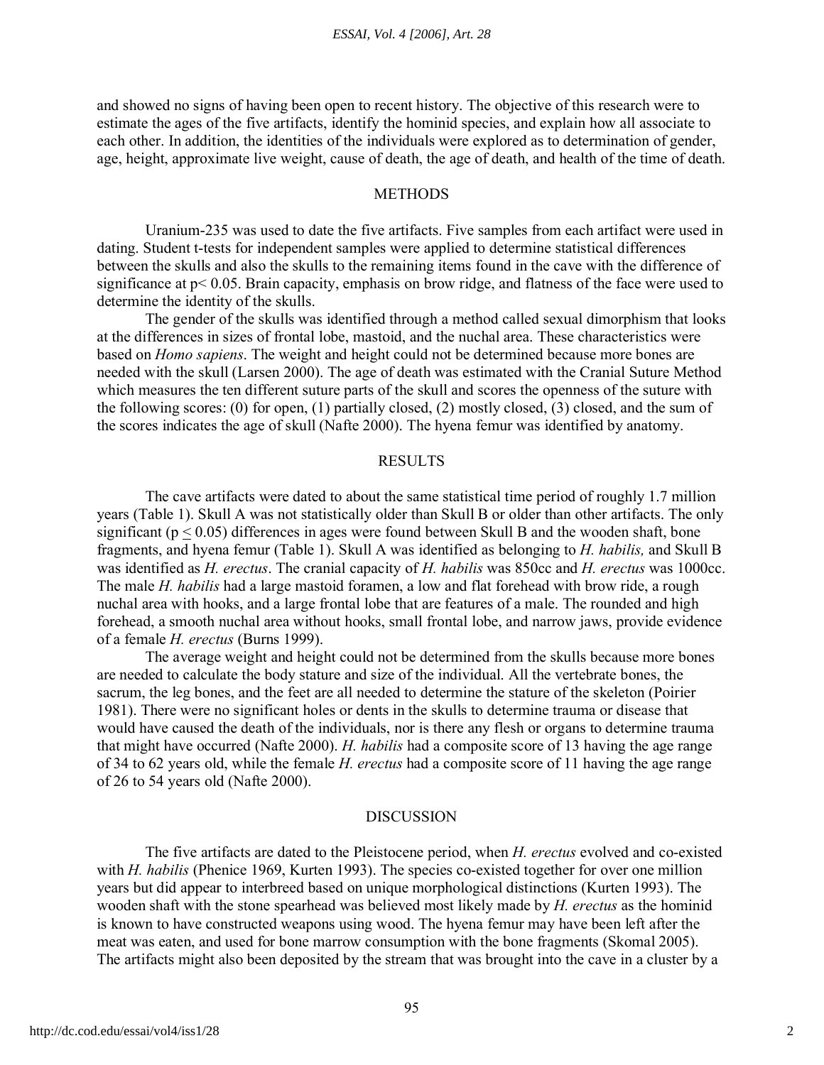and showed no signs of having been open to recent history. The objective of this research were to estimate the ages of the five artifacts, identify the hominid species, and explain how all associate to each other. In addition, the identities of the individuals were explored as to determination of gender, age, height, approximate live weight, cause of death, the age of death, and health of the time of death.

## METHODS

Uranium-235 was used to date the five artifacts. Five samples from each artifact were used in dating. Student t-tests for independent samples were applied to determine statistical differences between the skulls and also the skulls to the remaining items found in the cave with the difference of significance at $p < 0.05$. Brain capacity, emphasis on brow ridge, and flatness of the face were used to determine the identity of the skulls.

The gender of the skulls was identified through a method called sexual dimorphism that looks at the differences in sizes of frontal lobe, mastoid, and the nuchal area. These characteristics were based on *Homo sapiens*. The weight and height could not be determined because more bones are needed with the skull (Larsen 2000). The age of death was estimated with the Cranial Suture Method which measures the ten different suture parts of the skull and scores the openness of the suture with the following scores: (0) for open, (1) partially closed, (2) mostly closed, (3) closed, and the sum of the scores indicates the age of skull (Nafte 2000). The hyena femur was identified by anatomy.

## RESULTS

The cave artifacts were dated to about the same statistical time period of roughly 1.7 million years (Table 1). Skull A was not statistically older than Skull B or older than other artifacts. The only significant ($p \leq 0.05$) differences in ages were found between Skull B and the wooden shaft, bone fragments, and hyena femur (Table 1). Skull A was identified as belonging to *H. habilis,* and Skull B was identified as *H. erectus*. The cranial capacity of *H. habilis* was 850cc and *H. erectus* was 1000cc. The male *H. habilis* had a large mastoid foramen, a low and flat forehead with brow ride, a rough nuchal area with hooks, and a large frontal lobe that are features of a male. The rounded and high forehead, a smooth nuchal area without hooks, small frontal lobe, and narrow jaws, provide evidence of a female *H. erectus* (Burns 1999).

The average weight and height could not be determined from the skulls because more bones are needed to calculate the body stature and size of the individual. All the vertebrate bones, the sacrum, the leg bones, and the feet are all needed to determine the stature of the skeleton (Poirier 1981). There were no significant holes or dents in the skulls to determine trauma or disease that would have caused the death of the individuals, nor is there any flesh or organs to determine trauma that might have occurred (Nafte 2000). *H. habilis* had a composite score of 13 having the age range of 34 to 62 years old, while the female *H. erectus* had a composite score of 11 having the age range of 26 to 54 years old (Nafte 2000).

## DISCUSSION

The five artifacts are dated to the Pleistocene period, when *H. erectus* evolved and co-existed with *H. habilis* (Phenice 1969, Kurten 1993). The species co-existed together for over one million years but did appear to interbreed based on unique morphological distinctions (Kurten 1993). The wooden shaft with the stone spearhead was believed most likely made by *H. erectus* as the hominid is known to have constructed weapons using wood. The hyena femur may have been left after the meat was eaten, and used for bone marrow consumption with the bone fragments (Skomal 2005). The artifacts might also been deposited by the stream that was brought into the cave in a cluster by a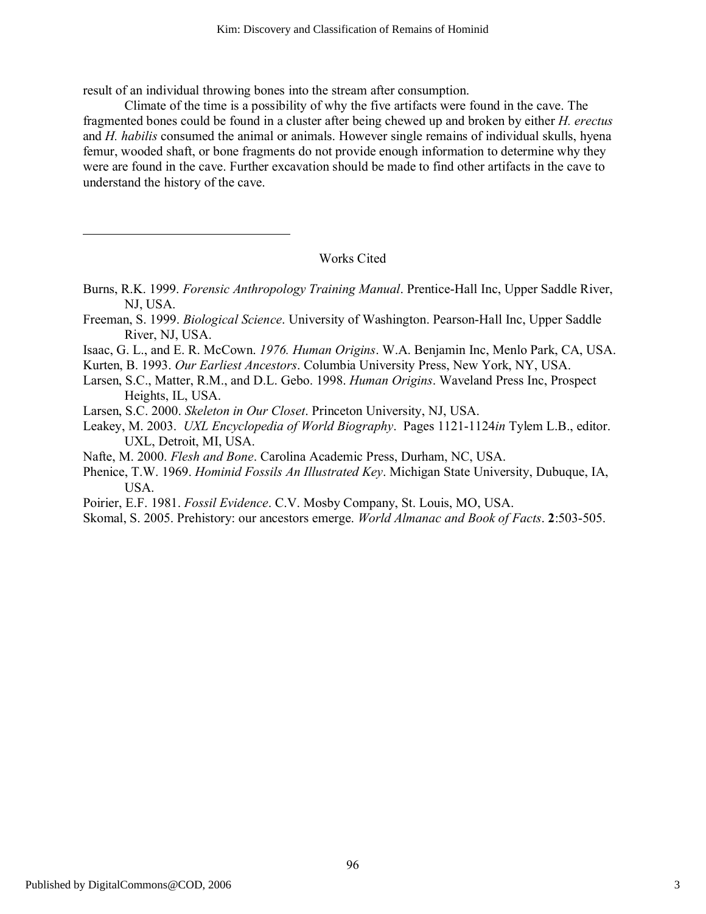result of an individual throwing bones into the stream after consumption.

Climate of the time is a possibility of why the five artifacts were found in the cave. The fragmented bones could be found in a cluster after being chewed up and broken by either *H. erectus* and *H. habilis* consumed the animal or animals. However single remains of individual skulls, hyena femur, wooded shaft, or bone fragments do not provide enough information to determine why they were are found in the cave. Further excavation should be made to find other artifacts in the cave to understand the history of the cave.

## Works Cited

Burns, R.K. 1999. *Forensic Anthropology Training Manual*. Prentice-Hall Inc, Upper Saddle River, NJ, USA.

Freeman, S. 1999. *Biological Science*. University of Washington. Pearson-Hall Inc, Upper Saddle River, NJ, USA.

Isaac, G. L., and E. R. McCown. *1976. Human Origins*. W.A. Benjamin Inc, Menlo Park, CA, USA.

Kurten, B. 1993. *Our Earliest Ancestors*. Columbia University Press, New York, NY, USA.

Larsen, S.C., Matter, R.M., and D.L. Gebo. 1998. *Human Origins*. Waveland Press Inc, Prospect Heights, IL, USA.

Larsen, S.C. 2000. *Skeleton in Our Closet*. Princeton University, NJ, USA.

Leakey, M. 2003. *UXL Encyclopedia of World Biography*. Pages 1121-1124*in* Tylem L.B., editor. UXL, Detroit, MI, USA.

Nafte, M. 2000. *Flesh and Bone*. Carolina Academic Press, Durham, NC, USA.

Phenice, T.W. 1969. *Hominid Fossils An Illustrated Key*. Michigan State University, Dubuque, IA, USA.

Poirier, E.F. 1981. *Fossil Evidence*. C.V. Mosby Company, St. Louis, MO, USA.

Skomal, S. 2005. Prehistory: our ancestors emerge. *World Almanac and Book of Facts*. **2**:503-505.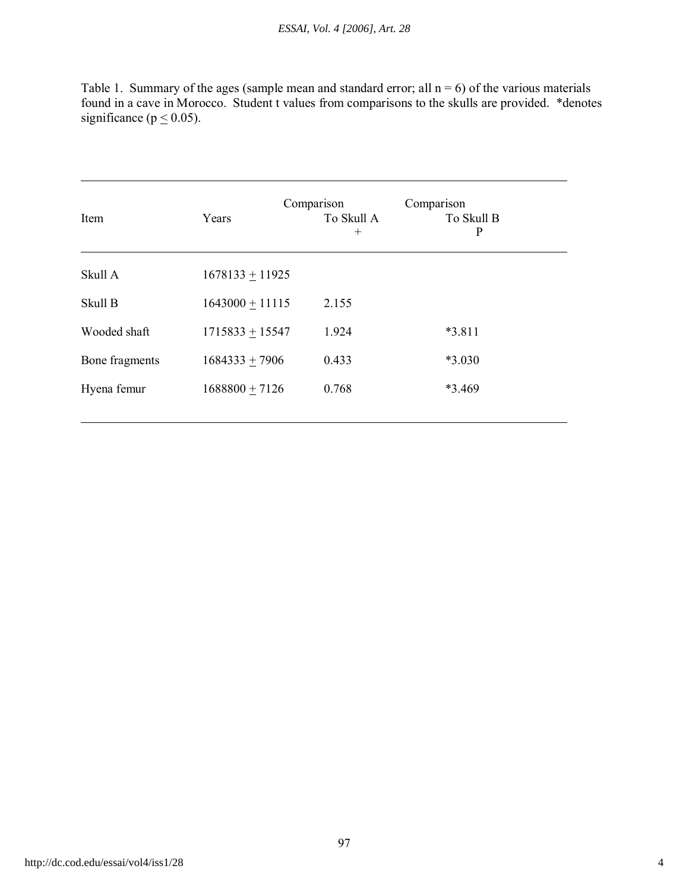Table 1. Summary of the ages (sample mean and standard error; all $n = 6$) of the various materials found in a cave in Morocco. Student t values from comparisons to the skulls are provided. *denotes significance ($p \leq 0.05$).

| Item | Years | Comparison To Skull A + | Comparison To Skull B P |
|---|---|---|---|
| Skull A | 1678133 $\pm$ 11925 | | |
| Skull B | 1643000 $\pm$ 11115 | 2.155 | |
| Wooded shaft | 1715833 $\pm$ 15547 | 1.924 | *3.811 |
| Bone fragments | 1684333 $\pm$ 7906 | 0.433 | *3.030 |
| Hyena femur | 1688800 $\pm$ 7126 | 0.768 | *3.469 |